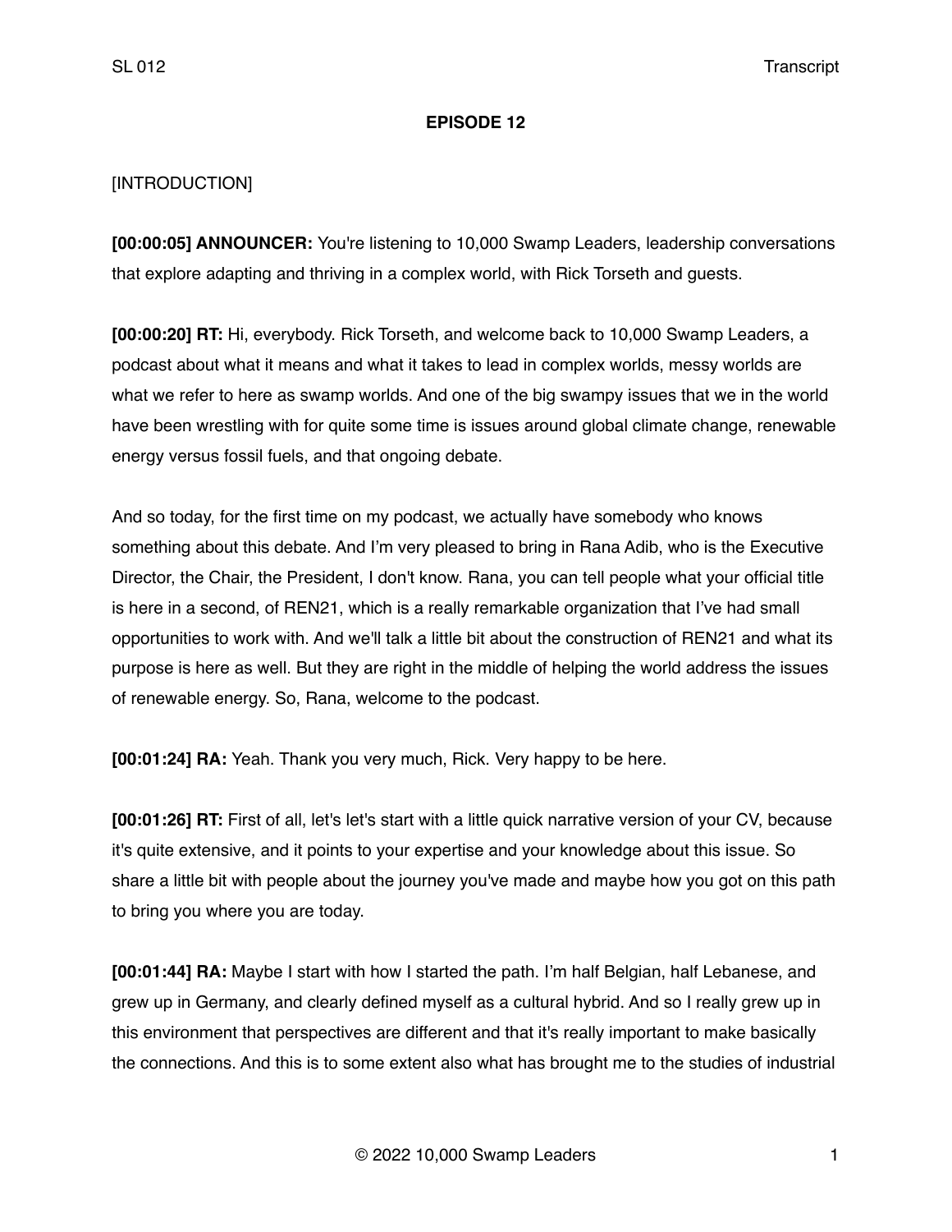**EPISODE 12**

[INTRODUCTION]

**[00:00:05] ANNOUNCER:** You're listening to 10,000 Swamp Leaders, leadership conversations that explore adapting and thriving in a complex world, with Rick Torseth and guests.

**[00:00:20] RT:** Hi, everybody. Rick Torseth, and welcome back to 10,000 Swamp Leaders, a podcast about what it means and what it takes to lead in complex worlds, messy worlds are what we refer to here as swamp worlds. And one of the big swampy issues that we in the world have been wrestling with for quite some time is issues around global climate change, renewable energy versus fossil fuels, and that ongoing debate.

And so today, for the first time on my podcast, we actually have somebody who knows something about this debate. And I'm very pleased to bring in Rana Adib, who is the Executive Director, the Chair, the President, I don't know. Rana, you can tell people what your official title is here in a second, of REN21, which is a really remarkable organization that I've had small opportunities to work with. And we'll talk a little bit about the construction of REN21 and what its purpose is here as well. But they are right in the middle of helping the world address the issues of renewable energy. So, Rana, welcome to the podcast.

**[00:01:24] RA:** Yeah. Thank you very much, Rick. Very happy to be here.

**[00:01:26] RT:** First of all, let's let's start with a little quick narrative version of your CV, because it's quite extensive, and it points to your expertise and your knowledge about this issue. So share a little bit with people about the journey you've made and maybe how you got on this path to bring you where you are today.

**[00:01:44] RA:** Maybe I start with how I started the path. I'm half Belgian, half Lebanese, and grew up in Germany, and clearly defined myself as a cultural hybrid. And so I really grew up in this environment that perspectives are different and that it's really important to make basically the connections. And this is to some extent also what has brought me to the studies of industrial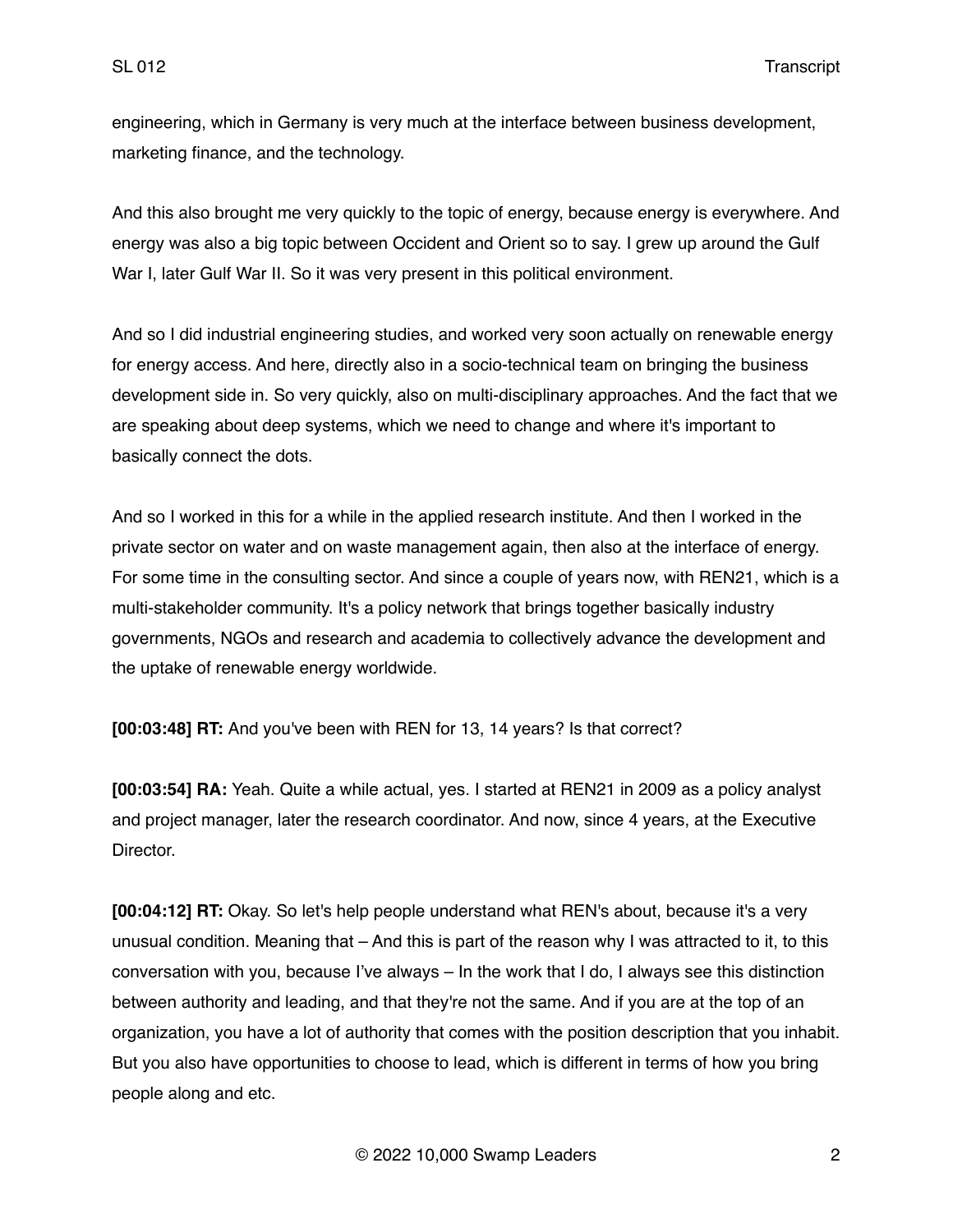engineering, which in Germany is very much at the interface between business development, marketing finance, and the technology.

And this also brought me very quickly to the topic of energy, because energy is everywhere. And energy was also a big topic between Occident and Orient so to say. I grew up around the Gulf War I, later Gulf War II. So it was very present in this political environment.

And so I did industrial engineering studies, and worked very soon actually on renewable energy for energy access. And here, directly also in a socio-technical team on bringing the business development side in. So very quickly, also on multi-disciplinary approaches. And the fact that we are speaking about deep systems, which we need to change and where it's important to basically connect the dots.

And so I worked in this for a while in the applied research institute. And then I worked in the private sector on water and on waste management again, then also at the interface of energy. For some time in the consulting sector. And since a couple of years now, with REN21, which is a multi-stakeholder community. It's a policy network that brings together basically industry governments, NGOs and research and academia to collectively advance the development and the uptake of renewable energy worldwide.

**[00:03:48] RT:** And you've been with REN for 13, 14 years? Is that correct?

**[00:03:54] RA:** Yeah. Quite a while actual, yes. I started at REN21 in 2009 as a policy analyst and project manager, later the research coordinator. And now, since 4 years, at the Executive Director.

**[00:04:12] RT:** Okay. So let's help people understand what REN's about, because it's a very unusual condition. Meaning that – And this is part of the reason why I was attracted to it, to this conversation with you, because I've always – In the work that I do, I always see this distinction between authority and leading, and that they're not the same. And if you are at the top of an organization, you have a lot of authority that comes with the position description that you inhabit. But you also have opportunities to choose to lead, which is different in terms of how you bring people along and etc.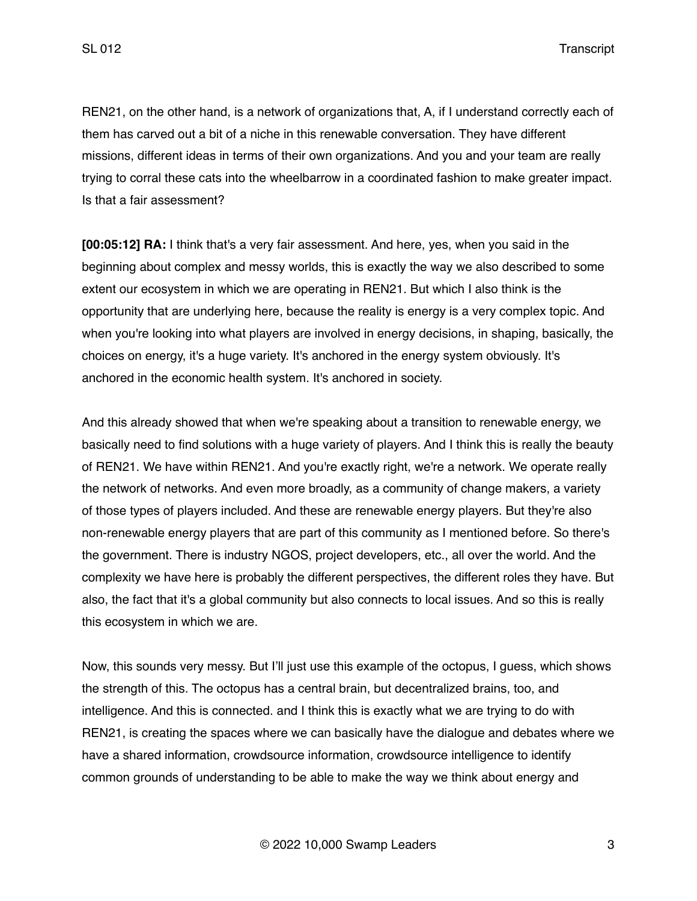REN21, on the other hand, is a network of organizations that, A, if I understand correctly each of them has carved out a bit of a niche in this renewable conversation. They have different missions, different ideas in terms of their own organizations. And you and your team are really trying to corral these cats into the wheelbarrow in a coordinated fashion to make greater impact. Is that a fair assessment?

**[00:05:12] RA:** I think that's a very fair assessment. And here, yes, when you said in the beginning about complex and messy worlds, this is exactly the way we also described to some extent our ecosystem in which we are operating in REN21. But which I also think is the opportunity that are underlying here, because the reality is energy is a very complex topic. And when you're looking into what players are involved in energy decisions, in shaping, basically, the choices on energy, it's a huge variety. It's anchored in the energy system obviously. It's anchored in the economic health system. It's anchored in society.

And this already showed that when we're speaking about a transition to renewable energy, we basically need to find solutions with a huge variety of players. And I think this is really the beauty of REN21. We have within REN21. And you're exactly right, we're a network. We operate really the network of networks. And even more broadly, as a community of change makers, a variety of those types of players included. And these are renewable energy players. But they're also non-renewable energy players that are part of this community as I mentioned before. So there's the government. There is industry NGOS, project developers, etc., all over the world. And the complexity we have here is probably the different perspectives, the different roles they have. But also, the fact that it's a global community but also connects to local issues. And so this is really this ecosystem in which we are.

Now, this sounds very messy. But I'll just use this example of the octopus, I guess, which shows the strength of this. The octopus has a central brain, but decentralized brains, too, and intelligence. And this is connected. and I think this is exactly what we are trying to do with REN21, is creating the spaces where we can basically have the dialogue and debates where we have a shared information, crowdsource information, crowdsource intelligence to identify common grounds of understanding to be able to make the way we think about energy and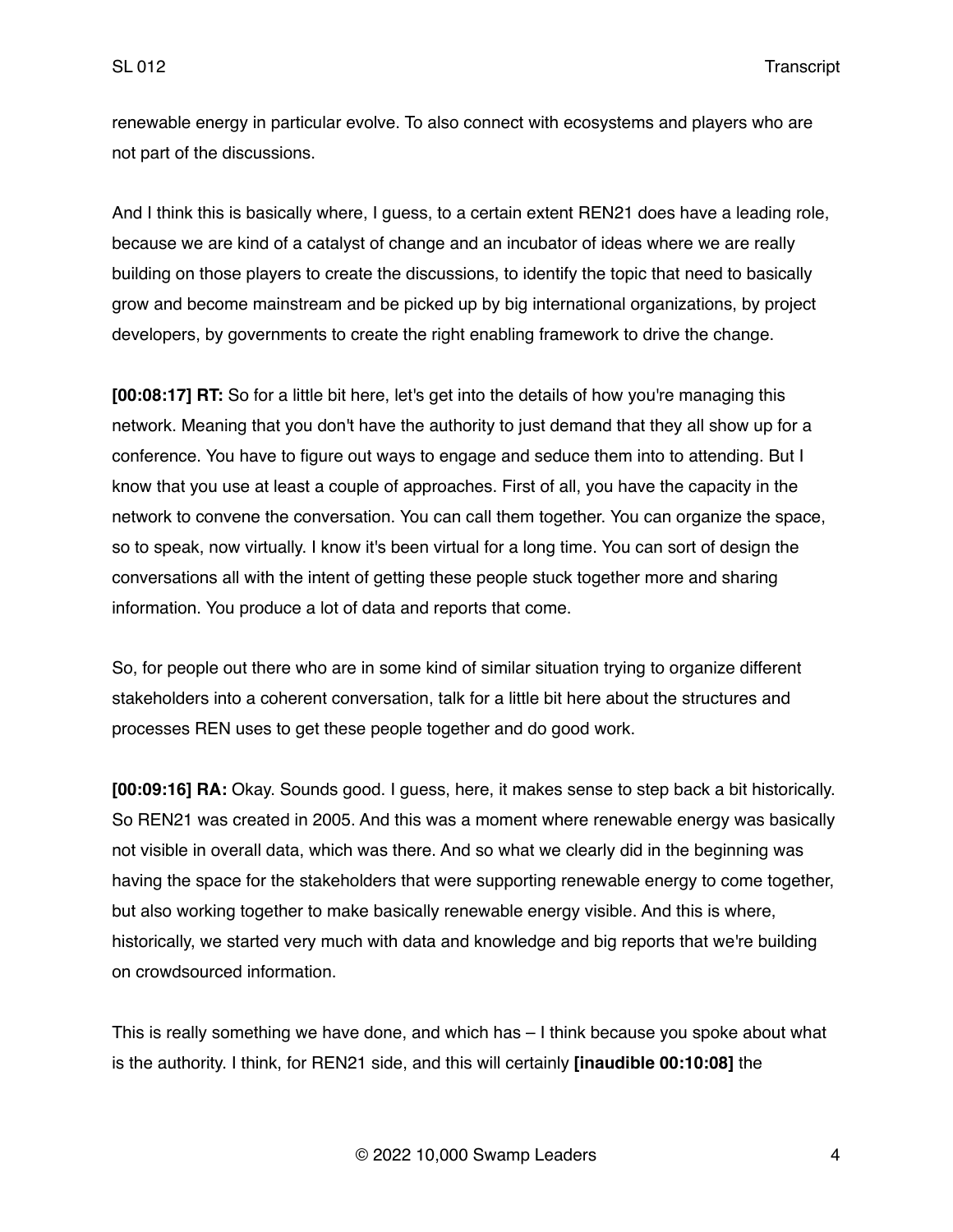renewable energy in particular evolve. To also connect with ecosystems and players who are not part of the discussions.

And I think this is basically where, I guess, to a certain extent REN21 does have a leading role, because we are kind of a catalyst of change and an incubator of ideas where we are really building on those players to create the discussions, to identify the topic that need to basically grow and become mainstream and be picked up by big international organizations, by project developers, by governments to create the right enabling framework to drive the change.

**[00:08:17] RT:** So for a little bit here, let's get into the details of how you're managing this network. Meaning that you don't have the authority to just demand that they all show up for a conference. You have to figure out ways to engage and seduce them into to attending. But I know that you use at least a couple of approaches. First of all, you have the capacity in the network to convene the conversation. You can call them together. You can organize the space, so to speak, now virtually. I know it's been virtual for a long time. You can sort of design the conversations all with the intent of getting these people stuck together more and sharing information. You produce a lot of data and reports that come.

So, for people out there who are in some kind of similar situation trying to organize different stakeholders into a coherent conversation, talk for a little bit here about the structures and processes REN uses to get these people together and do good work.

**[00:09:16] RA:** Okay. Sounds good. I guess, here, it makes sense to step back a bit historically. So REN21 was created in 2005. And this was a moment where renewable energy was basically not visible in overall data, which was there. And so what we clearly did in the beginning was having the space for the stakeholders that were supporting renewable energy to come together, but also working together to make basically renewable energy visible. And this is where, historically, we started very much with data and knowledge and big reports that we're building on crowdsourced information.

This is really something we have done, and which has – I think because you spoke about what is the authority. I think, for REN21 side, and this will certainly **[inaudible 00:10:08]** the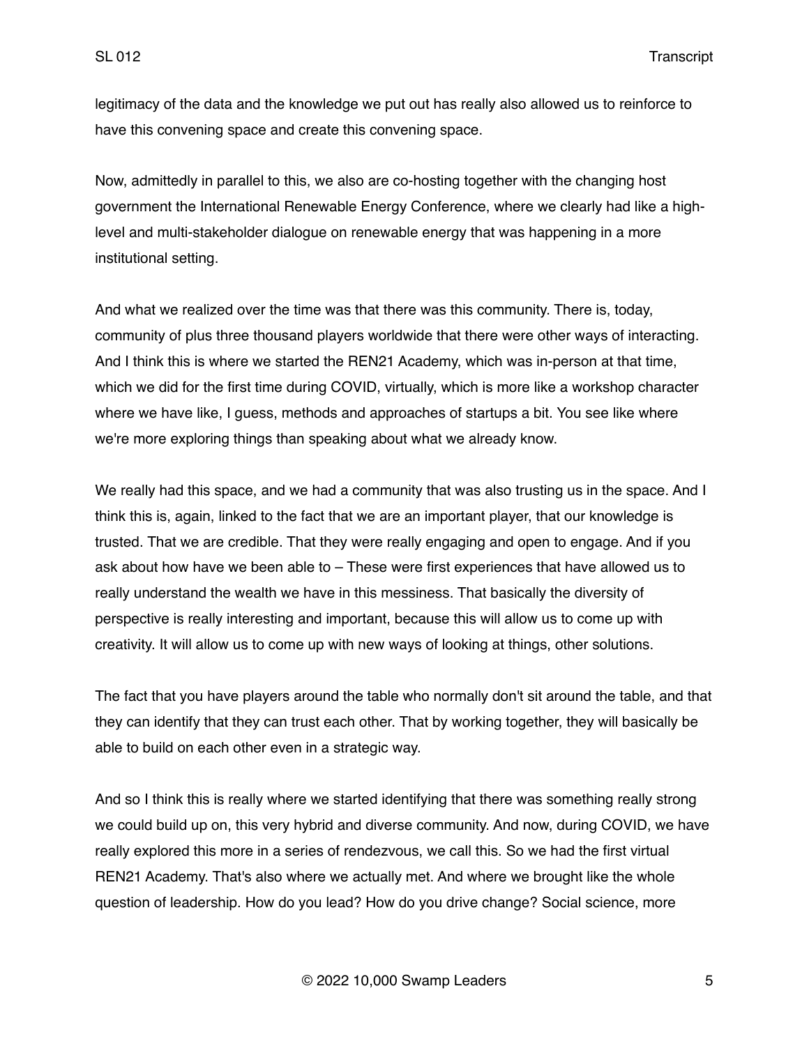legitimacy of the data and the knowledge we put out has really also allowed us to reinforce to have this convening space and create this convening space.

Now, admittedly in parallel to this, we also are co-hosting together with the changing host government the International Renewable Energy Conference, where we clearly had like a high-level and multi-stakeholder dialogue on renewable energy that was happening in a more institutional setting.

And what we realized over the time was that there was this community. There is, today, community of plus three thousand players worldwide that there were other ways of interacting. And I think this is where we started the REN21 Academy, which was in-person at that time, which we did for the first time during COVID, virtually, which is more like a workshop character where we have like, I guess, methods and approaches of startups a bit. You see like where we're more exploring things than speaking about what we already know.

We really had this space, and we had a community that was also trusting us in the space. And I think this is, again, linked to the fact that we are an important player, that our knowledge is trusted. That we are credible. That they were really engaging and open to engage. And if you ask about how have we been able to – These were first experiences that have allowed us to really understand the wealth we have in this messiness. That basically the diversity of perspective is really interesting and important, because this will allow us to come up with creativity. It will allow us to come up with new ways of looking at things, other solutions.

The fact that you have players around the table who normally don't sit around the table, and that they can identify that they can trust each other. That by working together, they will basically be able to build on each other even in a strategic way.

And so I think this is really where we started identifying that there was something really strong we could build up on, this very hybrid and diverse community. And now, during COVID, we have really explored this more in a series of rendezvous, we call this. So we had the first virtual REN21 Academy. That's also where we actually met. And where we brought like the whole question of leadership. How do you lead? How do you drive change? Social science, more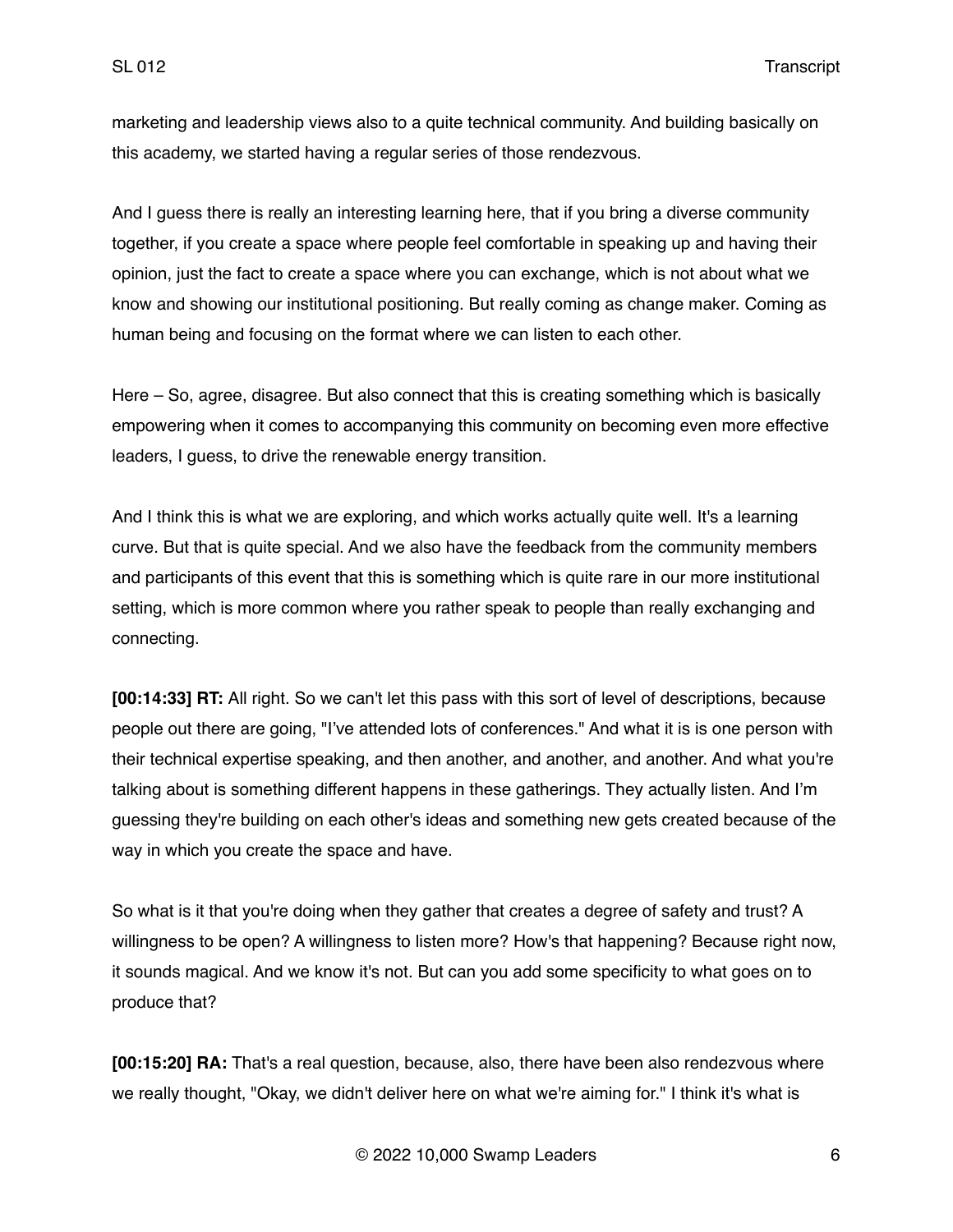marketing and leadership views also to a quite technical community. And building basically on this academy, we started having a regular series of those rendezvous.

And I guess there is really an interesting learning here, that if you bring a diverse community together, if you create a space where people feel comfortable in speaking up and having their opinion, just the fact to create a space where you can exchange, which is not about what we know and showing our institutional positioning. But really coming as change maker. Coming as human being and focusing on the format where we can listen to each other.

Here – So, agree, disagree. But also connect that this is creating something which is basically empowering when it comes to accompanying this community on becoming even more effective leaders, I guess, to drive the renewable energy transition.

And I think this is what we are exploring, and which works actually quite well. It's a learning curve. But that is quite special. And we also have the feedback from the community members and participants of this event that this is something which is quite rare in our more institutional setting, which is more common where you rather speak to people than really exchanging and connecting.

**[00:14:33] RT:** All right. So we can't let this pass with this sort of level of descriptions, because people out there are going, "I've attended lots of conferences." And what it is is one person with their technical expertise speaking, and then another, and another, and another. And what you're talking about is something different happens in these gatherings. They actually listen. And I'm guessing they're building on each other's ideas and something new gets created because of the way in which you create the space and have.

So what is it that you're doing when they gather that creates a degree of safety and trust? A willingness to be open? A willingness to listen more? How's that happening? Because right now, it sounds magical. And we know it's not. But can you add some specificity to what goes on to produce that?

**[00:15:20] RA:** That's a real question, because, also, there have been also rendezvous where we really thought, "Okay, we didn't deliver here on what we're aiming for." I think it's what is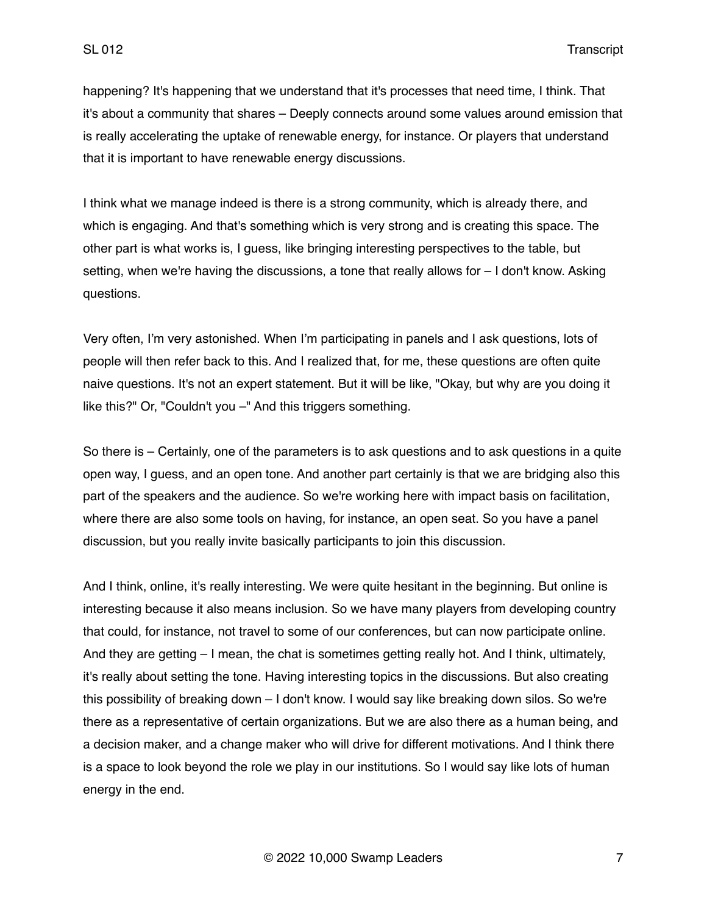happening? It's happening that we understand that it's processes that need time, I think. That it's about a community that shares – Deeply connects around some values around emission that is really accelerating the uptake of renewable energy, for instance. Or players that understand that it is important to have renewable energy discussions.

I think what we manage indeed is there is a strong community, which is already there, and which is engaging. And that's something which is very strong and is creating this space. The other part is what works is, I guess, like bringing interesting perspectives to the table, but setting, when we're having the discussions, a tone that really allows for – I don't know. Asking questions.

Very often, I'm very astonished. When I'm participating in panels and I ask questions, lots of people will then refer back to this. And I realized that, for me, these questions are often quite naive questions. It's not an expert statement. But it will be like, "Okay, but why are you doing it like this?" Or, "Couldn't you –" And this triggers something.

So there is – Certainly, one of the parameters is to ask questions and to ask questions in a quite open way, I guess, and an open tone. And another part certainly is that we are bridging also this part of the speakers and the audience. So we're working here with impact basis on facilitation, where there are also some tools on having, for instance, an open seat. So you have a panel discussion, but you really invite basically participants to join this discussion.

And I think, online, it's really interesting. We were quite hesitant in the beginning. But online is interesting because it also means inclusion. So we have many players from developing country that could, for instance, not travel to some of our conferences, but can now participate online. And they are getting – I mean, the chat is sometimes getting really hot. And I think, ultimately, it's really about setting the tone. Having interesting topics in the discussions. But also creating this possibility of breaking down – I don't know. I would say like breaking down silos. So we're there as a representative of certain organizations. But we are also there as a human being, and a decision maker, and a change maker who will drive for different motivations. And I think there is a space to look beyond the role we play in our institutions. So I would say like lots of human energy in the end.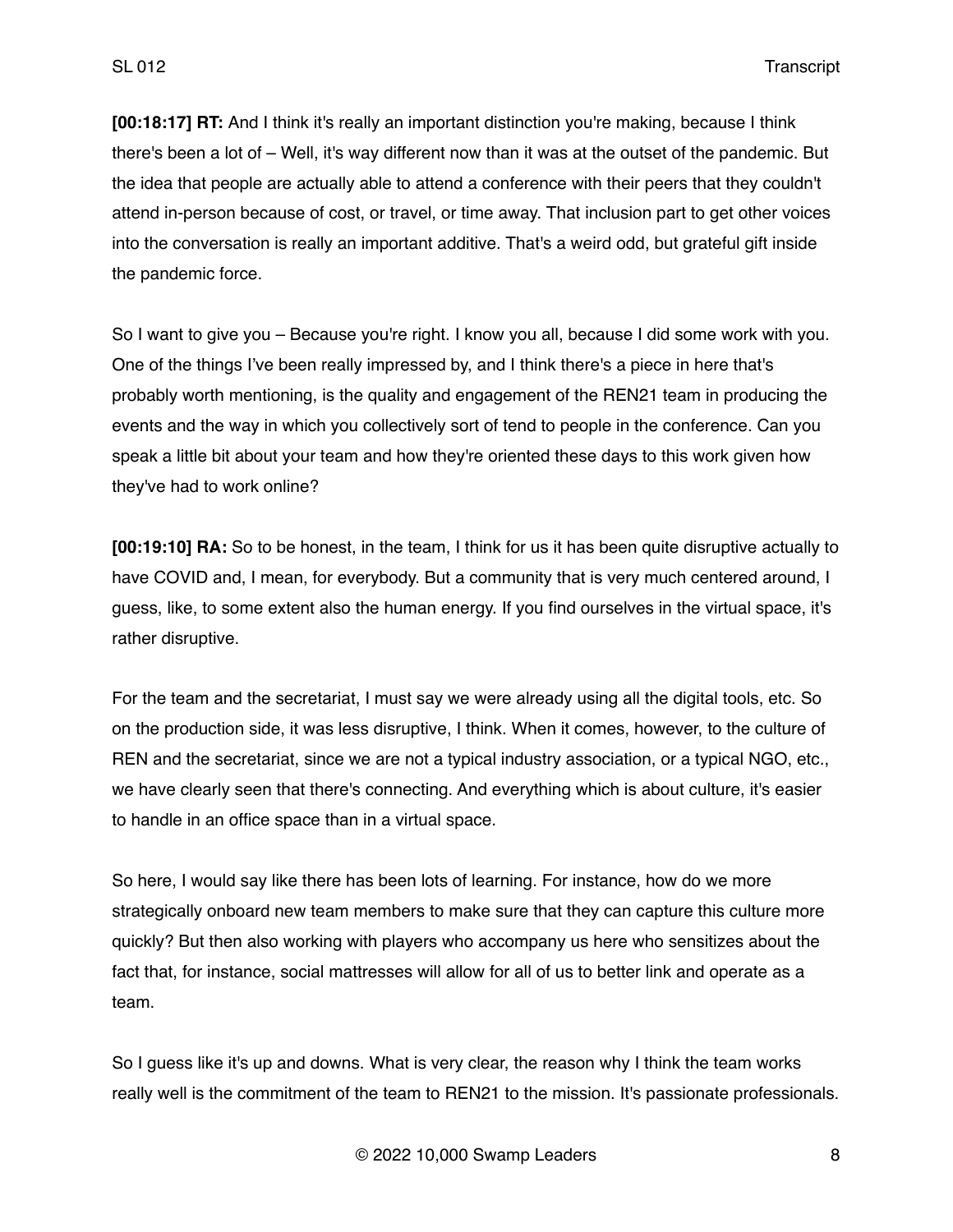**[00:18:17] RT:** And I think it's really an important distinction you're making, because I think there's been a lot of – Well, it's way different now than it was at the outset of the pandemic. But the idea that people are actually able to attend a conference with their peers that they couldn't attend in-person because of cost, or travel, or time away. That inclusion part to get other voices into the conversation is really an important additive. That's a weird odd, but grateful gift inside the pandemic force.

So I want to give you – Because you're right. I know you all, because I did some work with you. One of the things I've been really impressed by, and I think there's a piece in here that's probably worth mentioning, is the quality and engagement of the REN21 team in producing the events and the way in which you collectively sort of tend to people in the conference. Can you speak a little bit about your team and how they're oriented these days to this work given how they've had to work online?

**[00:19:10] RA:** So to be honest, in the team, I think for us it has been quite disruptive actually to have COVID and, I mean, for everybody. But a community that is very much centered around, I guess, like, to some extent also the human energy. If you find ourselves in the virtual space, it's rather disruptive.

For the team and the secretariat, I must say we were already using all the digital tools, etc. So on the production side, it was less disruptive, I think. When it comes, however, to the culture of REN and the secretariat, since we are not a typical industry association, or a typical NGO, etc., we have clearly seen that there's connecting. And everything which is about culture, it's easier to handle in an office space than in a virtual space.

So here, I would say like there has been lots of learning. For instance, how do we more strategically onboard new team members to make sure that they can capture this culture more quickly? But then also working with players who accompany us here who sensitizes about the fact that, for instance, social mattresses will allow for all of us to better link and operate as a team.

So I guess like it's up and downs. What is very clear, the reason why I think the team works really well is the commitment of the team to REN21 to the mission. It's passionate professionals.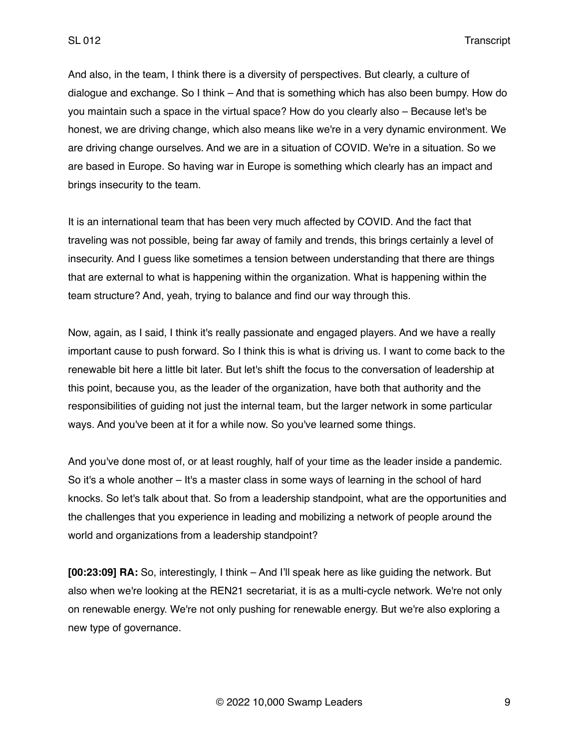And also, in the team, I think there is a diversity of perspectives. But clearly, a culture of dialogue and exchange. So I think – And that is something which has also been bumpy. How do you maintain such a space in the virtual space? How do you clearly also – Because let's be honest, we are driving change, which also means like we're in a very dynamic environment. We are driving change ourselves. And we are in a situation of COVID. We're in a situation. So we are based in Europe. So having war in Europe is something which clearly has an impact and brings insecurity to the team.

It is an international team that has been very much affected by COVID. And the fact that traveling was not possible, being far away of family and trends, this brings certainly a level of insecurity. And I guess like sometimes a tension between understanding that there are things that are external to what is happening within the organization. What is happening within the team structure? And, yeah, trying to balance and find our way through this.

Now, again, as I said, I think it's really passionate and engaged players. And we have a really important cause to push forward. So I think this is what is driving us. I want to come back to the renewable bit here a little bit later. But let's shift the focus to the conversation of leadership at this point, because you, as the leader of the organization, have both that authority and the responsibilities of guiding not just the internal team, but the larger network in some particular ways. And you've been at it for a while now. So you've learned some things.

And you've done most of, or at least roughly, half of your time as the leader inside a pandemic. So it's a whole another – It's a master class in some ways of learning in the school of hard knocks. So let's talk about that. So from a leadership standpoint, what are the opportunities and the challenges that you experience in leading and mobilizing a network of people around the world and organizations from a leadership standpoint?

**[00:23:09] RA:** So, interestingly, I think – And I'll speak here as like guiding the network. But also when we're looking at the REN21 secretariat, it is as a multi-cycle network. We're not only on renewable energy. We're not only pushing for renewable energy. But we're also exploring a new type of governance.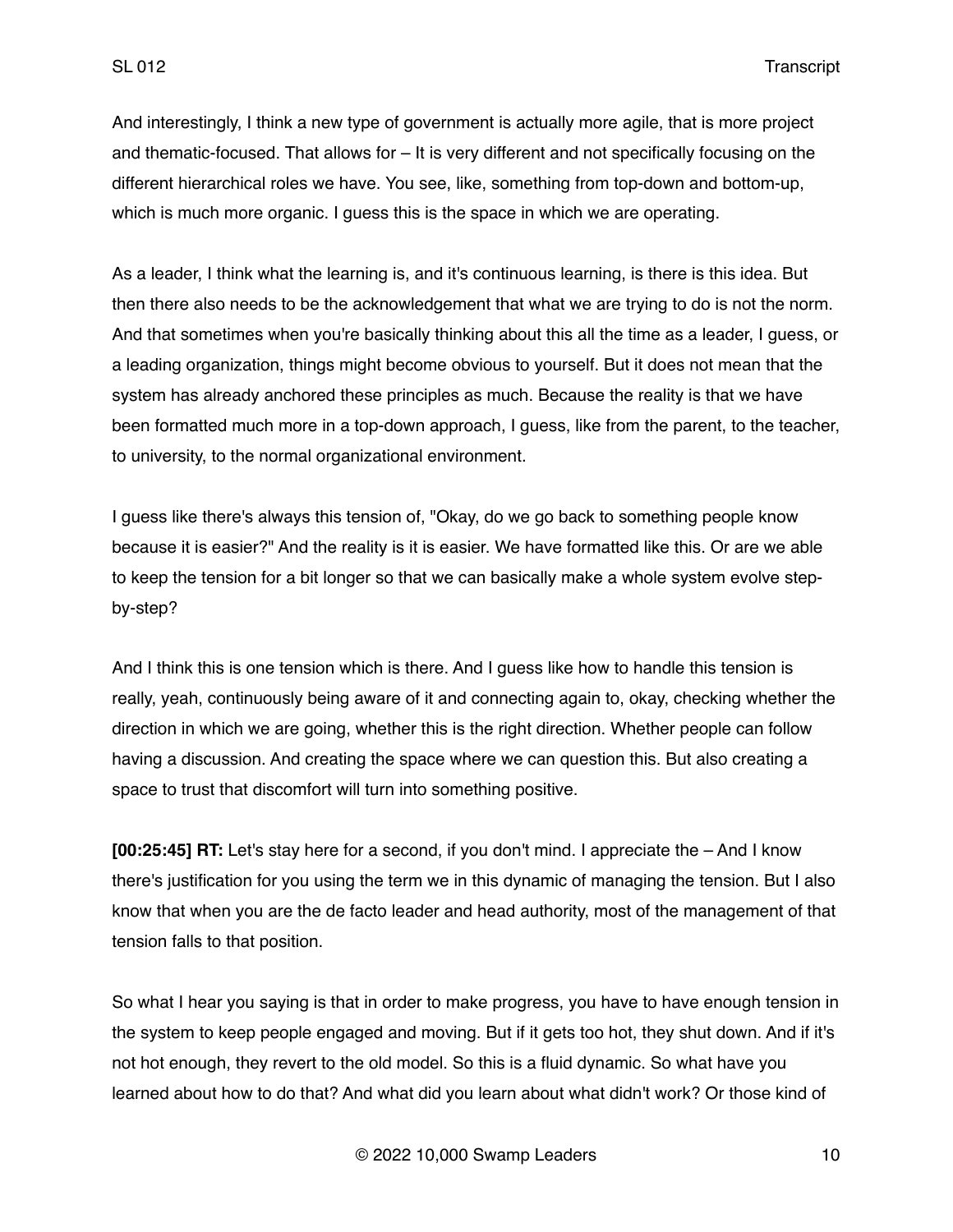And interestingly, I think a new type of government is actually more agile, that is more project and thematic-focused. That allows for – It is very different and not specifically focusing on the different hierarchical roles we have. You see, like, something from top-down and bottom-up, which is much more organic. I guess this is the space in which we are operating.

As a leader, I think what the learning is, and it's continuous learning, is there is this idea. But then there also needs to be the acknowledgement that what we are trying to do is not the norm. And that sometimes when you're basically thinking about this all the time as a leader, I guess, or a leading organization, things might become obvious to yourself. But it does not mean that the system has already anchored these principles as much. Because the reality is that we have been formatted much more in a top-down approach, I guess, like from the parent, to the teacher, to university, to the normal organizational environment.

I guess like there's always this tension of, "Okay, do we go back to something people know because it is easier?" And the reality is it is easier. We have formatted like this. Or are we able to keep the tension for a bit longer so that we can basically make a whole system evolve step-by-step?

And I think this is one tension which is there. And I guess like how to handle this tension is really, yeah, continuously being aware of it and connecting again to, okay, checking whether the direction in which we are going, whether this is the right direction. Whether people can follow having a discussion. And creating the space where we can question this. But also creating a space to trust that discomfort will turn into something positive.

**[00:25:45] RT:** Let's stay here for a second, if you don't mind. I appreciate the – And I know there's justification for you using the term we in this dynamic of managing the tension. But I also know that when you are the de facto leader and head authority, most of the management of that tension falls to that position.

So what I hear you saying is that in order to make progress, you have to have enough tension in the system to keep people engaged and moving. But if it gets too hot, they shut down. And if it's not hot enough, they revert to the old model. So this is a fluid dynamic. So what have you learned about how to do that? And what did you learn about what didn't work? Or those kind of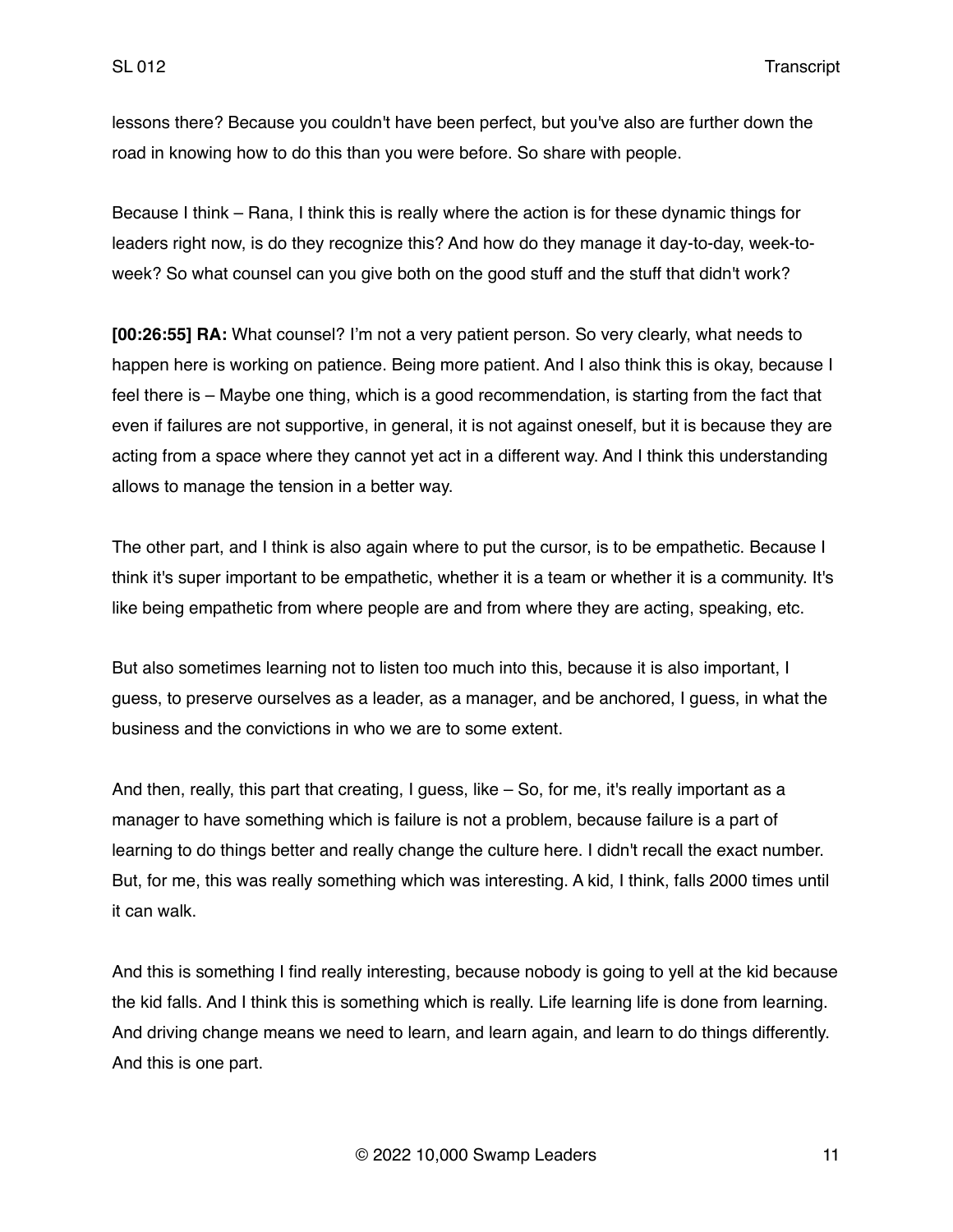lessons there? Because you couldn't have been perfect, but you've also are further down the road in knowing how to do this than you were before. So share with people.

Because I think – Rana, I think this is really where the action is for these dynamic things for leaders right now, is do they recognize this? And how do they manage it day-to-day, week-to-week? So what counsel can you give both on the good stuff and the stuff that didn't work?

**[00:26:55] RA:** What counsel? I'm not a very patient person. So very clearly, what needs to happen here is working on patience. Being more patient. And I also think this is okay, because I feel there is – Maybe one thing, which is a good recommendation, is starting from the fact that even if failures are not supportive, in general, it is not against oneself, but it is because they are acting from a space where they cannot yet act in a different way. And I think this understanding allows to manage the tension in a better way.

The other part, and I think is also again where to put the cursor, is to be empathetic. Because I think it's super important to be empathetic, whether it is a team or whether it is a community. It's like being empathetic from where people are and from where they are acting, speaking, etc.

But also sometimes learning not to listen too much into this, because it is also important, I guess, to preserve ourselves as a leader, as a manager, and be anchored, I guess, in what the business and the convictions in who we are to some extent.

And then, really, this part that creating, I guess, like – So, for me, it's really important as a manager to have something which is failure is not a problem, because failure is a part of learning to do things better and really change the culture here. I didn't recall the exact number. But, for me, this was really something which was interesting. A kid, I think, falls 2000 times until it can walk.

And this is something I find really interesting, because nobody is going to yell at the kid because the kid falls. And I think this is something which is really. Life learning life is done from learning. And driving change means we need to learn, and learn again, and learn to do things differently. And this is one part.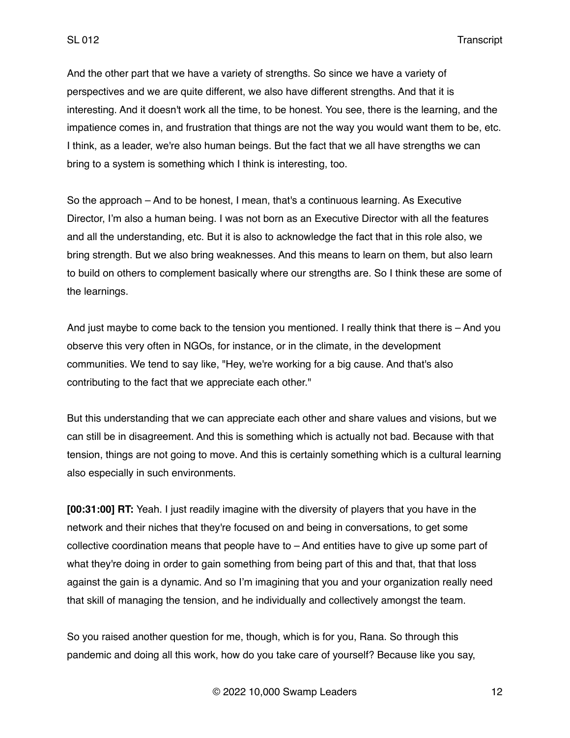And the other part that we have a variety of strengths. So since we have a variety of perspectives and we are quite different, we also have different strengths. And that it is interesting. And it doesn't work all the time, to be honest. You see, there is the learning, and the impatience comes in, and frustration that things are not the way you would want them to be, etc. I think, as a leader, we're also human beings. But the fact that we all have strengths we can bring to a system is something which I think is interesting, too.

So the approach – And to be honest, I mean, that's a continuous learning. As Executive Director, I'm also a human being. I was not born as an Executive Director with all the features and all the understanding, etc. But it is also to acknowledge the fact that in this role also, we bring strength. But we also bring weaknesses. And this means to learn on them, but also learn to build on others to complement basically where our strengths are. So I think these are some of the learnings.

And just maybe to come back to the tension you mentioned. I really think that there is – And you observe this very often in NGOs, for instance, or in the climate, in the development communities. We tend to say like, "Hey, we're working for a big cause. And that's also contributing to the fact that we appreciate each other."

But this understanding that we can appreciate each other and share values and visions, but we can still be in disagreement. And this is something which is actually not bad. Because with that tension, things are not going to move. And this is certainly something which is a cultural learning also especially in such environments.

**[00:31:00] RT:** Yeah. I just readily imagine with the diversity of players that you have in the network and their niches that they're focused on and being in conversations, to get some collective coordination means that people have to – And entities have to give up some part of what they're doing in order to gain something from being part of this and that, that that loss against the gain is a dynamic. And so I'm imagining that you and your organization really need that skill of managing the tension, and he individually and collectively amongst the team.

So you raised another question for me, though, which is for you, Rana. So through this pandemic and doing all this work, how do you take care of yourself? Because like you say,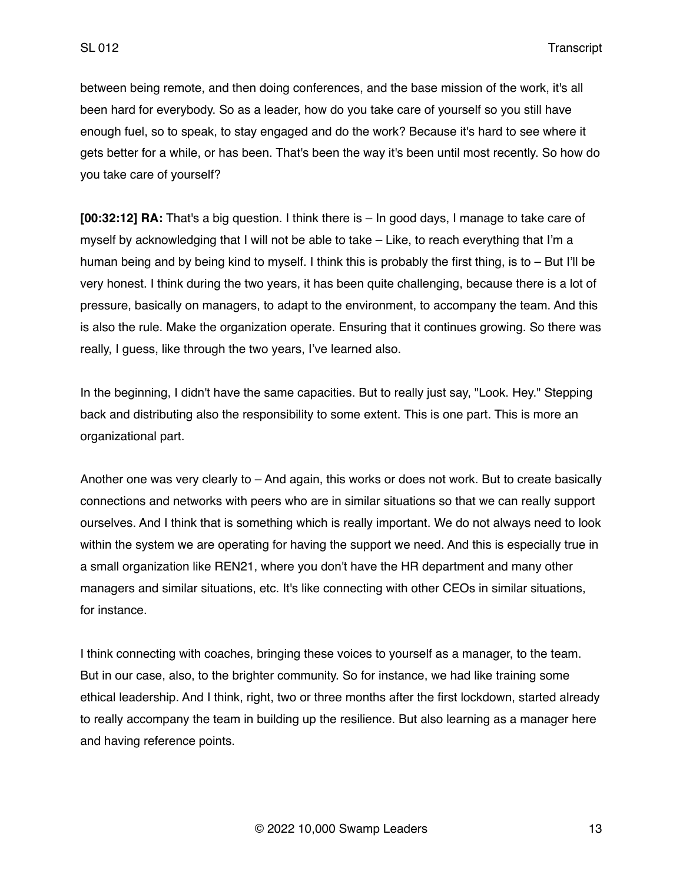between being remote, and then doing conferences, and the base mission of the work, it's all been hard for everybody. So as a leader, how do you take care of yourself so you still have enough fuel, so to speak, to stay engaged and do the work? Because it's hard to see where it gets better for a while, or has been. That's been the way it's been until most recently. So how do you take care of yourself?

**[00:32:12] RA:** That's a big question. I think there is – In good days, I manage to take care of myself by acknowledging that I will not be able to take – Like, to reach everything that I'm a human being and by being kind to myself. I think this is probably the first thing, is to – But I'll be very honest. I think during the two years, it has been quite challenging, because there is a lot of pressure, basically on managers, to adapt to the environment, to accompany the team. And this is also the rule. Make the organization operate. Ensuring that it continues growing. So there was really, I guess, like through the two years, I've learned also.

In the beginning, I didn't have the same capacities. But to really just say, "Look. Hey." Stepping back and distributing also the responsibility to some extent. This is one part. This is more an organizational part.

Another one was very clearly to – And again, this works or does not work. But to create basically connections and networks with peers who are in similar situations so that we can really support ourselves. And I think that is something which is really important. We do not always need to look within the system we are operating for having the support we need. And this is especially true in a small organization like REN21, where you don't have the HR department and many other managers and similar situations, etc. It's like connecting with other CEOs in similar situations, for instance.

I think connecting with coaches, bringing these voices to yourself as a manager, to the team. But in our case, also, to the brighter community. So for instance, we had like training some ethical leadership. And I think, right, two or three months after the first lockdown, started already to really accompany the team in building up the resilience. But also learning as a manager here and having reference points.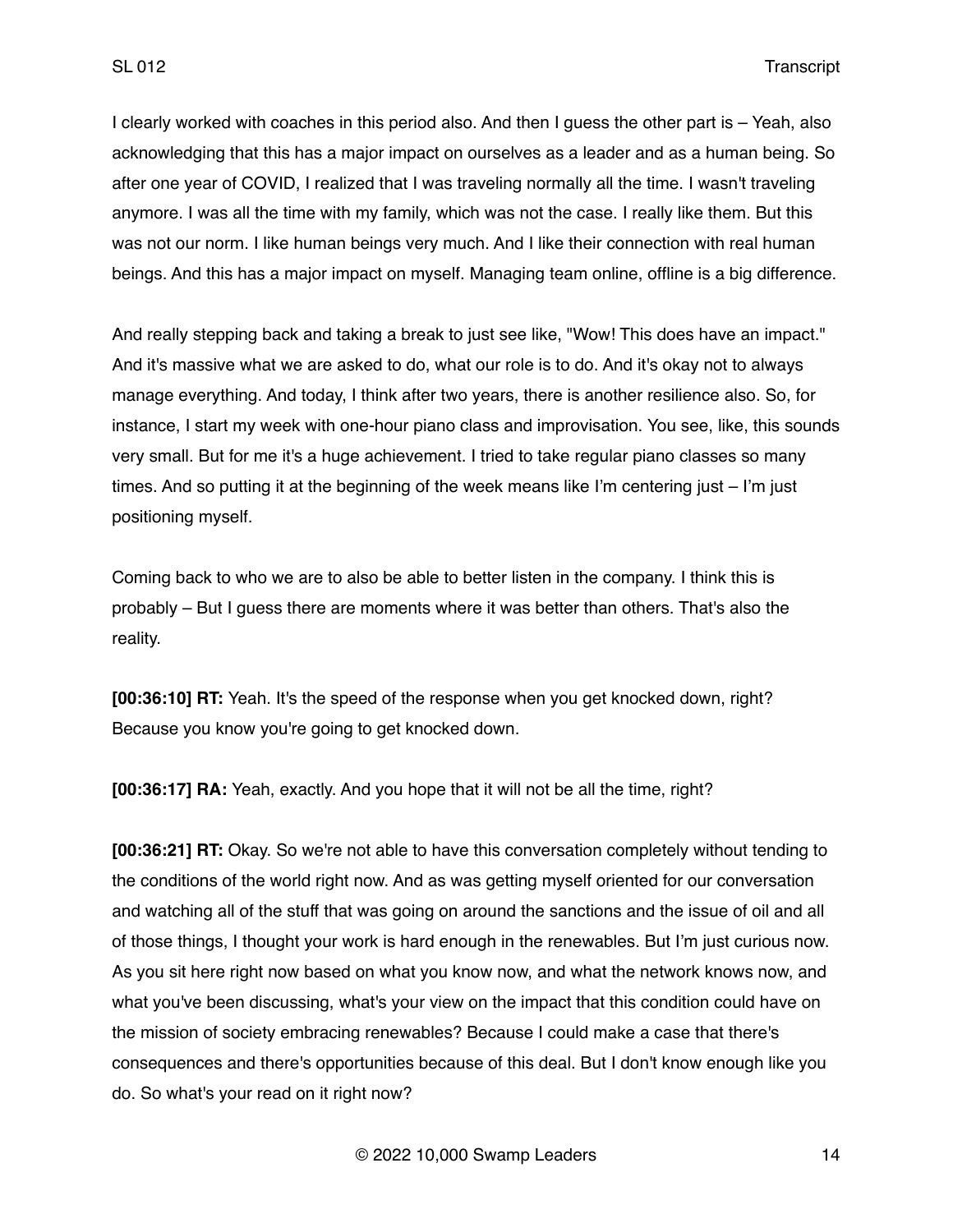I clearly worked with coaches in this period also. And then I guess the other part is – Yeah, also acknowledging that this has a major impact on ourselves as a leader and as a human being. So after one year of COVID, I realized that I was traveling normally all the time. I wasn't traveling anymore. I was all the time with my family, which was not the case. I really like them. But this was not our norm. I like human beings very much. And I like their connection with real human beings. And this has a major impact on myself. Managing team online, offline is a big difference.

And really stepping back and taking a break to just see like, "Wow! This does have an impact." And it's massive what we are asked to do, what our role is to do. And it's okay not to always manage everything. And today, I think after two years, there is another resilience also. So, for instance, I start my week with one-hour piano class and improvisation. You see, like, this sounds very small. But for me it's a huge achievement. I tried to take regular piano classes so many times. And so putting it at the beginning of the week means like I'm centering just – I'm just positioning myself.

Coming back to who we are to also be able to better listen in the company. I think this is probably – But I guess there are moments where it was better than others. That's also the reality.

**[00:36:10] RT:** Yeah. It's the speed of the response when you get knocked down, right? Because you know you're going to get knocked down.

**[00:36:17] RA:** Yeah, exactly. And you hope that it will not be all the time, right?

**[00:36:21] RT:** Okay. So we're not able to have this conversation completely without tending to the conditions of the world right now. And as was getting myself oriented for our conversation and watching all of the stuff that was going on around the sanctions and the issue of oil and all of those things, I thought your work is hard enough in the renewables. But I'm just curious now. As you sit here right now based on what you know now, and what the network knows now, and what you've been discussing, what's your view on the impact that this condition could have on the mission of society embracing renewables? Because I could make a case that there's consequences and there's opportunities because of this deal. But I don't know enough like you do. So what's your read on it right now?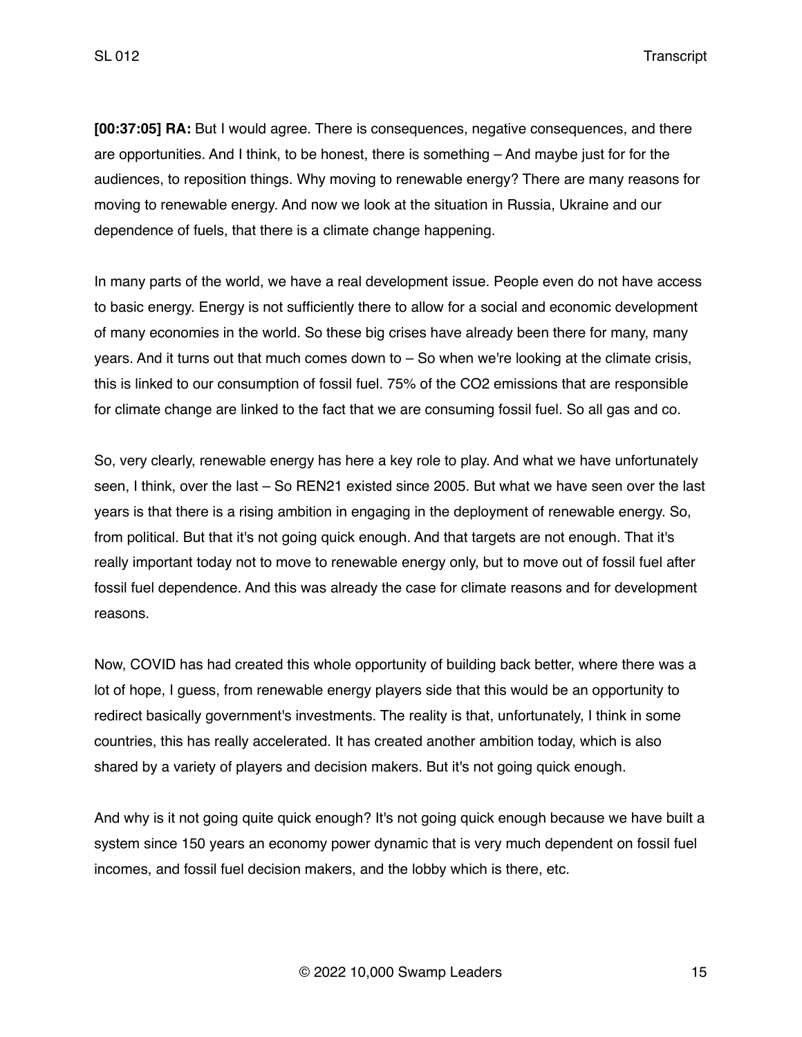**[00:37:05] RA:** But I would agree. There is consequences, negative consequences, and there are opportunities. And I think, to be honest, there is something – And maybe just for for the audiences, to reposition things. Why moving to renewable energy? There are many reasons for moving to renewable energy. And now we look at the situation in Russia, Ukraine and our dependence of fuels, that there is a climate change happening.

In many parts of the world, we have a real development issue. People even do not have access to basic energy. Energy is not sufficiently there to allow for a social and economic development of many economies in the world. So these big crises have already been there for many, many years. And it turns out that much comes down to – So when we're looking at the climate crisis, this is linked to our consumption of fossil fuel. 75% of the CO2 emissions that are responsible for climate change are linked to the fact that we are consuming fossil fuel. So all gas and co.

So, very clearly, renewable energy has here a key role to play. And what we have unfortunately seen, I think, over the last – So REN21 existed since 2005. But what we have seen over the last years is that there is a rising ambition in engaging in the deployment of renewable energy. So, from political. But that it's not going quick enough. And that targets are not enough. That it's really important today not to move to renewable energy only, but to move out of fossil fuel after fossil fuel dependence. And this was already the case for climate reasons and for development reasons.

Now, COVID has had created this whole opportunity of building back better, where there was a lot of hope, I guess, from renewable energy players side that this would be an opportunity to redirect basically government's investments. The reality is that, unfortunately, I think in some countries, this has really accelerated. It has created another ambition today, which is also shared by a variety of players and decision makers. But it's not going quick enough.

And why is it not going quite quick enough? It's not going quick enough because we have built a system since 150 years an economy power dynamic that is very much dependent on fossil fuel incomes, and fossil fuel decision makers, and the lobby which is there, etc.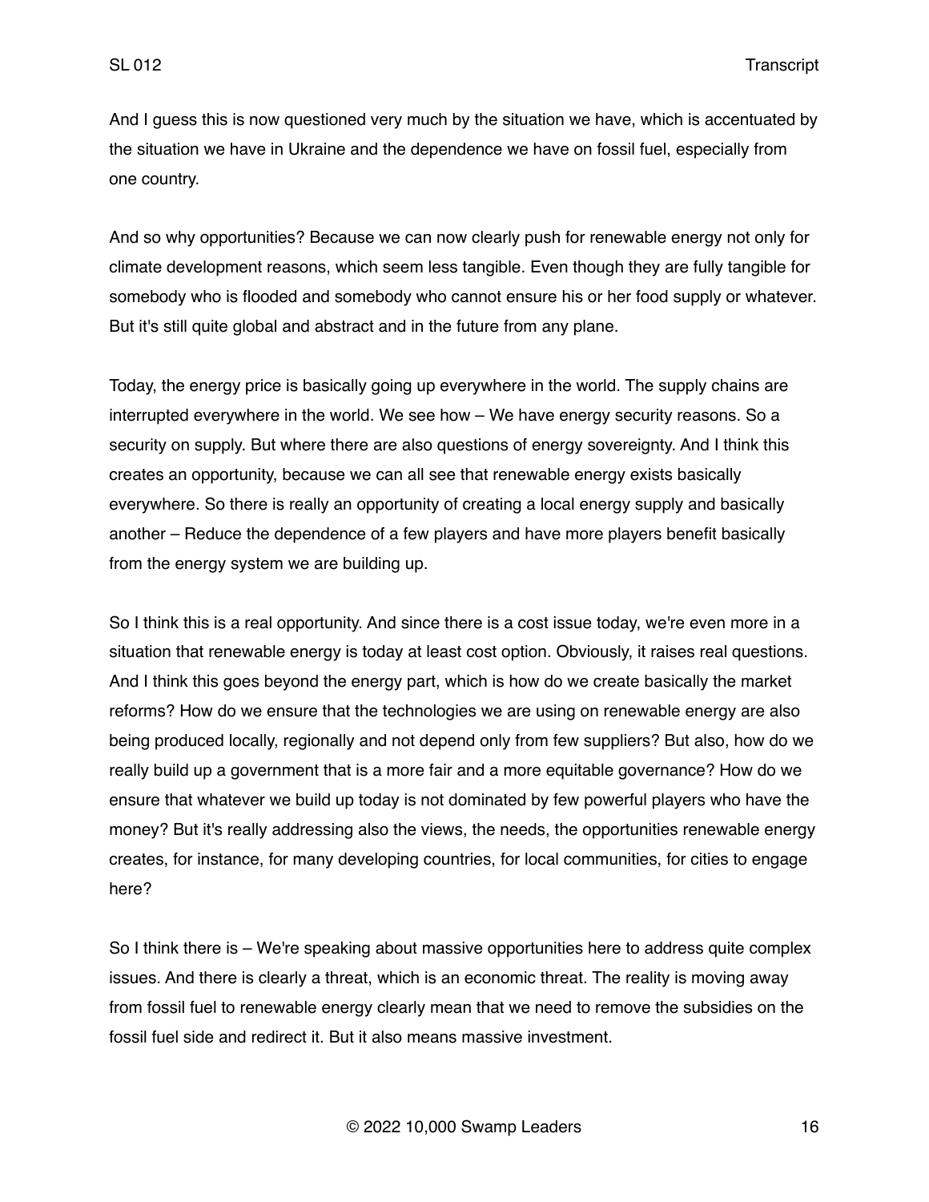And I guess this is now questioned very much by the situation we have, which is accentuated by the situation we have in Ukraine and the dependence we have on fossil fuel, especially from one country.

And so why opportunities? Because we can now clearly push for renewable energy not only for climate development reasons, which seem less tangible. Even though they are fully tangible for somebody who is flooded and somebody who cannot ensure his or her food supply or whatever. But it's still quite global and abstract and in the future from any plane.

Today, the energy price is basically going up everywhere in the world. The supply chains are interrupted everywhere in the world. We see how – We have energy security reasons. So a security on supply. But where there are also questions of energy sovereignty. And I think this creates an opportunity, because we can all see that renewable energy exists basically everywhere. So there is really an opportunity of creating a local energy supply and basically another – Reduce the dependence of a few players and have more players benefit basically from the energy system we are building up.

So I think this is a real opportunity. And since there is a cost issue today, we're even more in a situation that renewable energy is today at least cost option. Obviously, it raises real questions. And I think this goes beyond the energy part, which is how do we create basically the market reforms? How do we ensure that the technologies we are using on renewable energy are also being produced locally, regionally and not depend only from few suppliers? But also, how do we really build up a government that is a more fair and a more equitable governance? How do we ensure that whatever we build up today is not dominated by few powerful players who have the money? But it's really addressing also the views, the needs, the opportunities renewable energy creates, for instance, for many developing countries, for local communities, for cities to engage here?

So I think there is – We're speaking about massive opportunities here to address quite complex issues. And there is clearly a threat, which is an economic threat. The reality is moving away from fossil fuel to renewable energy clearly mean that we need to remove the subsidies on the fossil fuel side and redirect it. But it also means massive investment.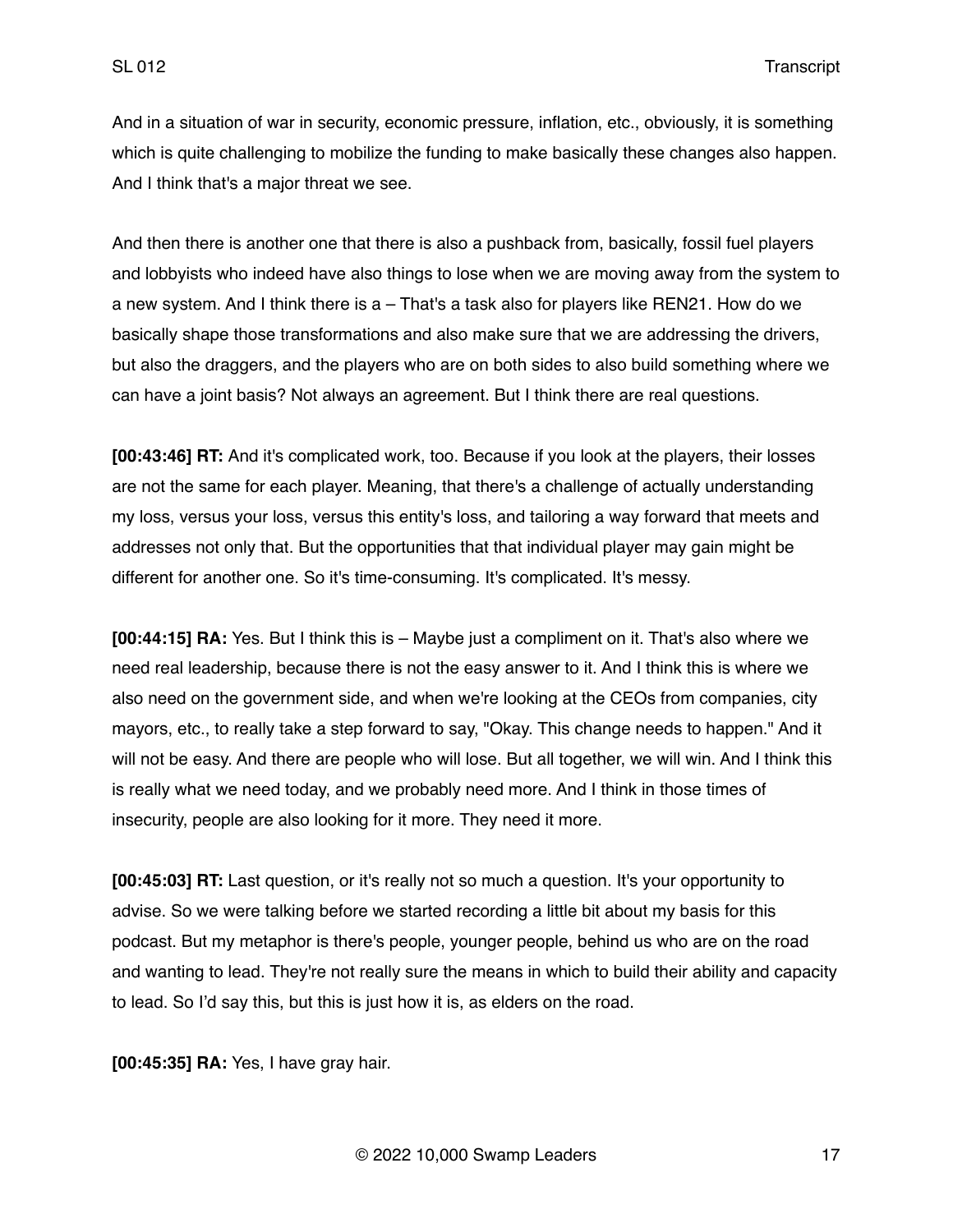And in a situation of war in security, economic pressure, inflation, etc., obviously, it is something which is quite challenging to mobilize the funding to make basically these changes also happen. And I think that's a major threat we see.

And then there is another one that there is also a pushback from, basically, fossil fuel players and lobbyists who indeed have also things to lose when we are moving away from the system to a new system. And I think there is a – That's a task also for players like REN21. How do we basically shape those transformations and also make sure that we are addressing the drivers, but also the draggers, and the players who are on both sides to also build something where we can have a joint basis? Not always an agreement. But I think there are real questions.

**[00:43:46] RT:** And it's complicated work, too. Because if you look at the players, their losses are not the same for each player. Meaning, that there's a challenge of actually understanding my loss, versus your loss, versus this entity's loss, and tailoring a way forward that meets and addresses not only that. But the opportunities that that individual player may gain might be different for another one. So it's time-consuming. It's complicated. It's messy.

**[00:44:15] RA:** Yes. But I think this is – Maybe just a compliment on it. That's also where we need real leadership, because there is not the easy answer to it. And I think this is where we also need on the government side, and when we're looking at the CEOs from companies, city mayors, etc., to really take a step forward to say, "Okay. This change needs to happen." And it will not be easy. And there are people who will lose. But all together, we will win. And I think this is really what we need today, and we probably need more. And I think in those times of insecurity, people are also looking for it more. They need it more.

**[00:45:03] RT:** Last question, or it's really not so much a question. It's your opportunity to advise. So we were talking before we started recording a little bit about my basis for this podcast. But my metaphor is there's people, younger people, behind us who are on the road and wanting to lead. They're not really sure the means in which to build their ability and capacity to lead. So I'd say this, but this is just how it is, as elders on the road.

**[00:45:35] RA:** Yes, I have gray hair.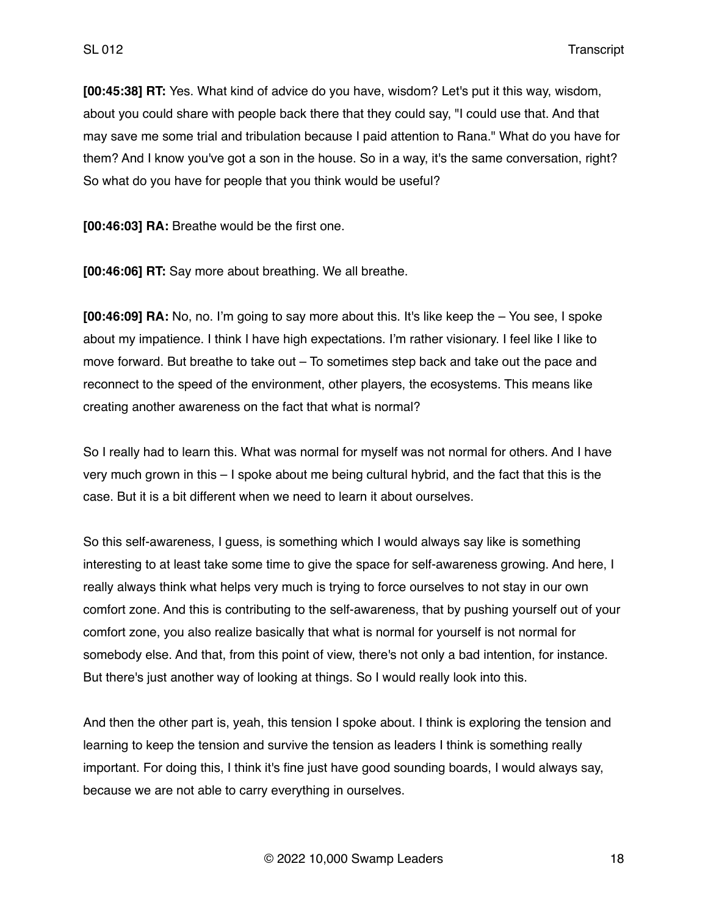**[00:45:38] RT:** Yes. What kind of advice do you have, wisdom? Let's put it this way, wisdom, about you could share with people back there that they could say, "I could use that. And that may save me some trial and tribulation because I paid attention to Rana." What do you have for them? And I know you've got a son in the house. So in a way, it's the same conversation, right? So what do you have for people that you think would be useful?

**[00:46:03] RA:** Breathe would be the first one.

**[00:46:06] RT:** Say more about breathing. We all breathe.

**[00:46:09] RA:** No, no. I'm going to say more about this. It's like keep the – You see, I spoke about my impatience. I think I have high expectations. I'm rather visionary. I feel like I like to move forward. But breathe to take out – To sometimes step back and take out the pace and reconnect to the speed of the environment, other players, the ecosystems. This means like creating another awareness on the fact that what is normal?

So I really had to learn this. What was normal for myself was not normal for others. And I have very much grown in this – I spoke about me being cultural hybrid, and the fact that this is the case. But it is a bit different when we need to learn it about ourselves.

So this self-awareness, I guess, is something which I would always say like is something interesting to at least take some time to give the space for self-awareness growing. And here, I really always think what helps very much is trying to force ourselves to not stay in our own comfort zone. And this is contributing to the self-awareness, that by pushing yourself out of your comfort zone, you also realize basically that what is normal for yourself is not normal for somebody else. And that, from this point of view, there's not only a bad intention, for instance. But there's just another way of looking at things. So I would really look into this.

And then the other part is, yeah, this tension I spoke about. I think is exploring the tension and learning to keep the tension and survive the tension as leaders I think is something really important. For doing this, I think it's fine just have good sounding boards, I would always say, because we are not able to carry everything in ourselves.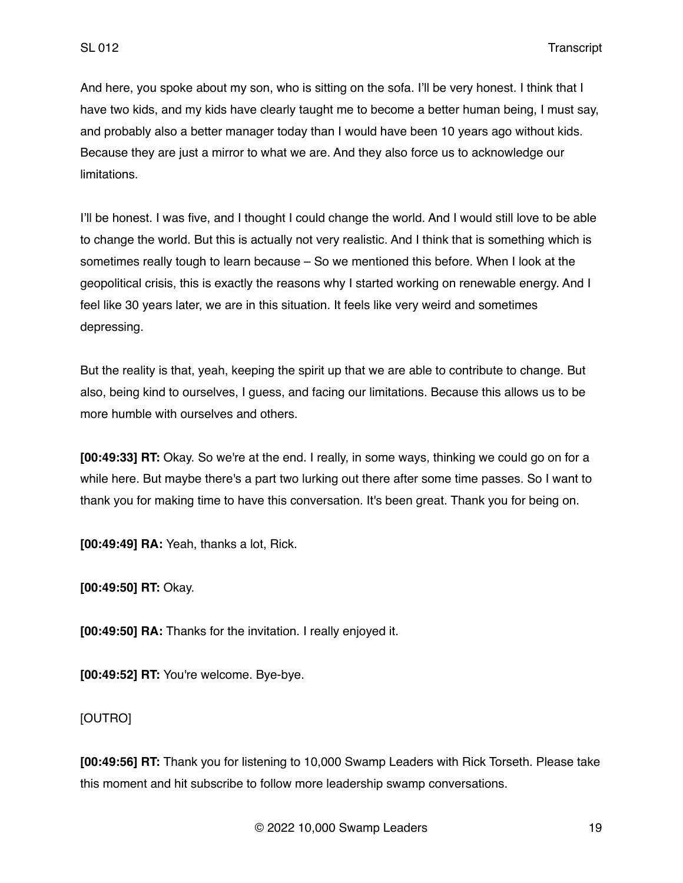And here, you spoke about my son, who is sitting on the sofa. I'll be very honest. I think that I have two kids, and my kids have clearly taught me to become a better human being, I must say, and probably also a better manager today than I would have been 10 years ago without kids. Because they are just a mirror to what we are. And they also force us to acknowledge our limitations.

I'll be honest. I was five, and I thought I could change the world. And I would still love to be able to change the world. But this is actually not very realistic. And I think that is something which is sometimes really tough to learn because – So we mentioned this before. When I look at the geopolitical crisis, this is exactly the reasons why I started working on renewable energy. And I feel like 30 years later, we are in this situation. It feels like very weird and sometimes depressing.

But the reality is that, yeah, keeping the spirit up that we are able to contribute to change. But also, being kind to ourselves, I guess, and facing our limitations. Because this allows us to be more humble with ourselves and others.

**[00:49:33] RT:** Okay. So we're at the end. I really, in some ways, thinking we could go on for a while here. But maybe there's a part two lurking out there after some time passes. So I want to thank you for making time to have this conversation. It's been great. Thank you for being on.

**[00:49:49] RA:** Yeah, thanks a lot, Rick.

**[00:49:50] RT:** Okay.

**[00:49:50] RA:** Thanks for the invitation. I really enjoyed it.

**[00:49:52] RT:** You're welcome. Bye-bye.

[OUTRO]

**[00:49:56] RT:** Thank you for listening to 10,000 Swamp Leaders with Rick Torseth. Please take this moment and hit subscribe to follow more leadership swamp conversations.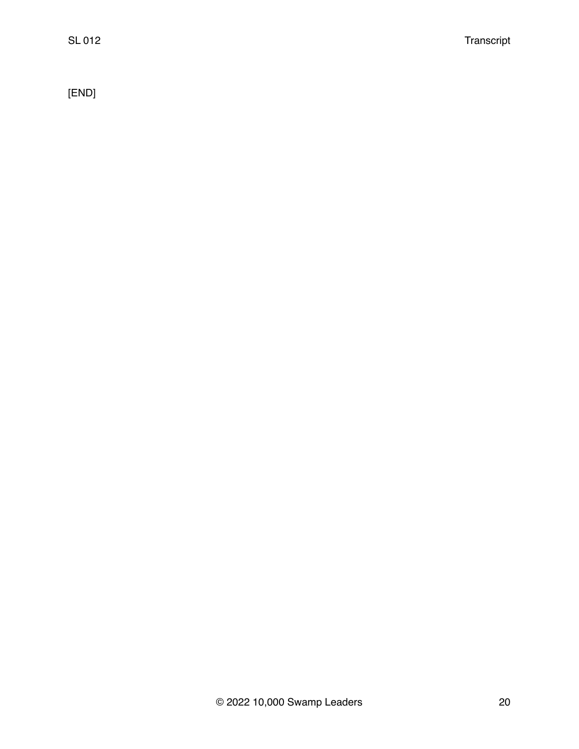[END]